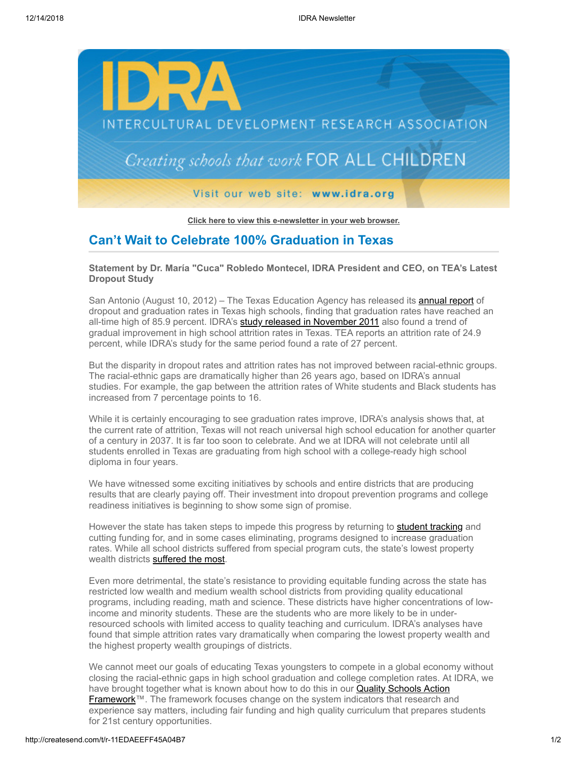# IDRA

INTERCULTURAL DEVELOPMENT RESEARCH ASSOCIATION

*Creating schools that work* FOR ALL CHILDREN

Visit our web site: **www.idra.org**

**Click here to view this e-newsletter in your web browser.**

## Can't Wait to Celebrate 100% Graduation in Texas

**Statement by Dr. María "Cuca" Robledo Montecel, IDRA President and CEO, on TEA's Latest Dropout Study**

San Antonio (August 10, 2012) – The Texas Education Agency has released its annual report of dropout and graduation rates in Texas high schools, finding that graduation rates have reached an all-time high of 85.9 percent. IDRA's study released in November 2011 also found a trend of gradual improvement in high school attrition rates in Texas. TEA reports an attrition rate of 24.9 percent, while IDRA's study for the same period found a rate of 27 percent.

But the disparity in dropout rates and attrition rates has not improved between racial-ethnic groups. The racial-ethnic gaps are dramatically higher than 26 years ago, based on IDRA's annual studies. For example, the gap between the attrition rates of White students and Black students has increased from 7 percentage points to 16.

While it is certainly encouraging to see graduation rates improve, IDRA's analysis shows that, at the current rate of attrition, Texas will not reach universal high school education for another quarter of a century in 2037. It is far too soon to celebrate. And we at IDRA will not celebrate until all students enrolled in Texas are graduating from high school with a college-ready high school diploma in four years.

We have witnessed some exciting initiatives by schools and entire districts that are producing results that are clearly paying off. Their investment into dropout prevention programs and college readiness initiatives is beginning to show some sign of promise.

However the state has taken steps to impede this progress by returning to student tracking and cutting funding for, and in some cases eliminating, programs designed to increase graduation rates. While all school districts suffered from special program cuts, the state's lowest property wealth districts suffered the most.

Even more detrimental, the state's resistance to providing equitable funding across the state has restricted low wealth and medium wealth school districts from providing quality educational programs, including reading, math and science. These districts have higher concentrations of low-income and minority students. These are the students who are more likely to be in under-resourced schools with limited access to quality teaching and curriculum. IDRA's analyses have found that simple attrition rates vary dramatically when comparing the lowest property wealth and the highest property wealth groupings of districts.

We cannot meet our goals of educating Texas youngsters to compete in a global economy without closing the racial-ethnic gaps in high school graduation and college completion rates. At IDRA, we have brought together what is known about how to do this in our Quality Schools Action Framework™. The framework focuses change on the system indicators that research and experience say matters, including fair funding and high quality curriculum that prepares students for 21st century opportunities.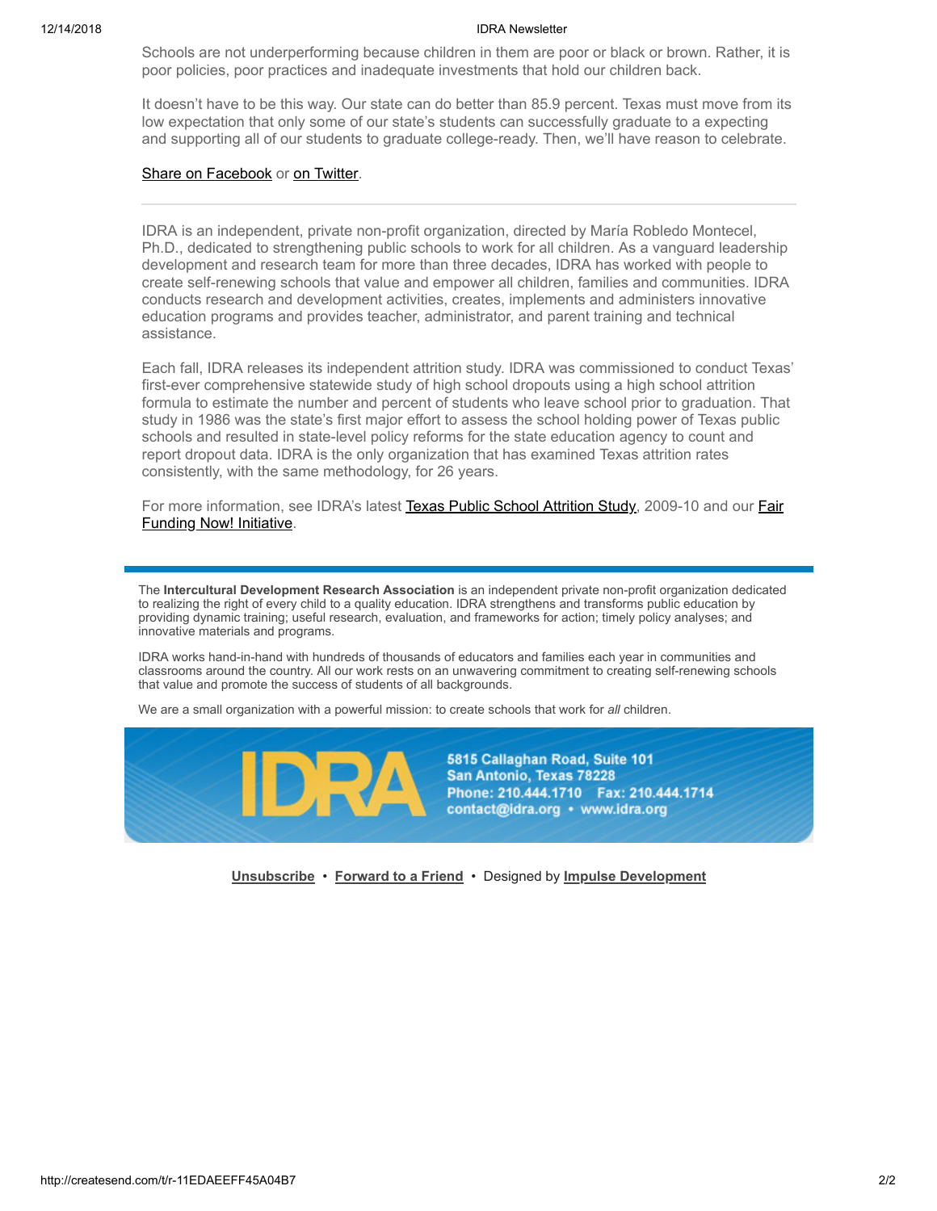Schools are not underperforming because children in them are poor or black or brown. Rather, it is poor policies, poor practices and inadequate investments that hold our children back.

It doesn't have to be this way. Our state can do better than 85.9 percent. Texas must move from its low expectation that only some of our state's students can successfully graduate to a expecting and supporting all of our students to graduate college-ready. Then, we'll have reason to celebrate.

Share on Facebook or on Twitter.

---

IDRA is an independent, private non-profit organization, directed by María Robledo Montecel, Ph.D., dedicated to strengthening public schools to work for all children. As a vanguard leadership development and research team for more than three decades, IDRA has worked with people to create self-renewing schools that value and empower all children, families and communities. IDRA conducts research and development activities, creates, implements and administers innovative education programs and provides teacher, administrator, and parent training and technical assistance.

Each fall, IDRA releases its independent attrition study. IDRA was commissioned to conduct Texas' first-ever comprehensive statewide study of high school dropouts using a high school attrition formula to estimate the number and percent of students who leave school prior to graduation. That study in 1986 was the state's first major effort to assess the school holding power of Texas public schools and resulted in state-level policy reforms for the state education agency to count and report dropout data. IDRA is the only organization that has examined Texas attrition rates consistently, with the same methodology, for 26 years.

For more information, see IDRA's latest Texas Public School Attrition Study, 2009-10 and our Fair Funding Now! Initiative.

---

The **Intercultural Development Research Association** is an independent private non-profit organization dedicated to realizing the right of every child to a quality education. IDRA strengthens and transforms public education by providing dynamic training; useful research, evaluation, and frameworks for action; timely policy analyses; and innovative materials and programs.

IDRA works hand-in-hand with hundreds of thousands of educators and families each year in communities and classrooms around the country. All our work rests on an unwavering commitment to creating self-renewing schools that value and promote the success of students of all backgrounds.

We are a small organization with a powerful mission: to create schools that work for *all* children.

IDRA

5815 Callaghan Road, Suite 101
San Antonio, Texas 78228
Phone: 210.444.1710 Fax: 210.444.1714
contact@idra.org • www.idra.org

**Unsubscribe** • **Forward to a Friend** • Designed by **Impulse Development**